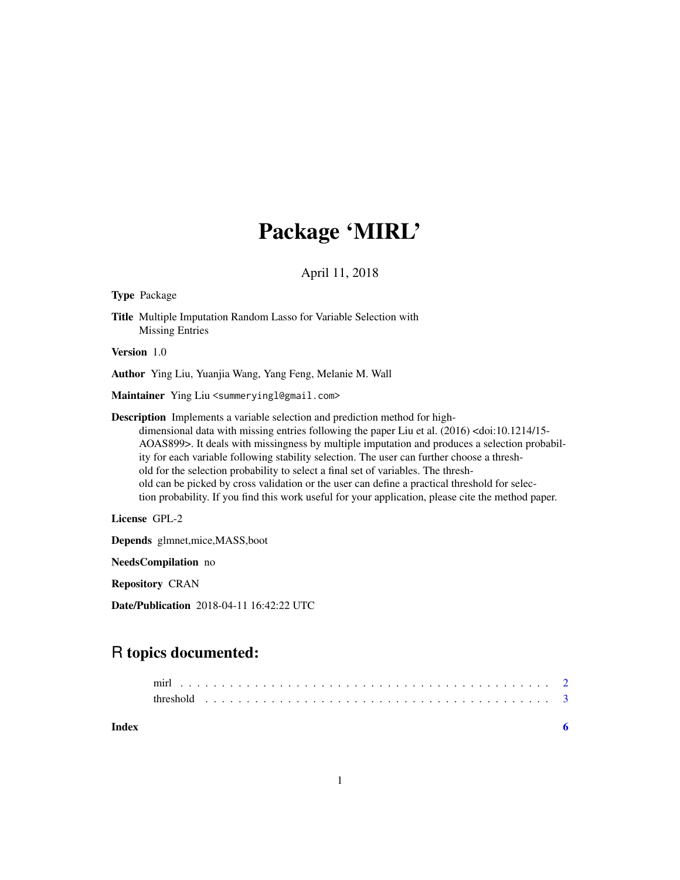# Package 'MIRL'

April 11, 2018

**Type** Package

**Title** Multiple Imputation Random Lasso for Variable Selection with Missing Entries

**Version** 1.0

**Author** Ying Liu, Yuanjia Wang, Yang Feng, Melanie M. Wall

**Maintainer** Ying Liu <summeryingl@gmail.com>

**Description** Implements a variable selection and prediction method for high-dimensional data with missing entries following the paper Liu et al. (2016) <doi:10.1214/15-AOAS899>. It deals with missingness by multiple imputation and produces a selection probability for each variable following stability selection. The user can further choose a threshold for the selection probability to select a final set of variables. The threshold can be picked by cross validation or the user can define a practical threshold for selection probability. If you find this work useful for your application, please cite the method paper.

**License** GPL-2

**Depends** glmnet,mice,MASS,boot

**NeedsCompilation** no

**Repository** CRAN

**Date/Publication** 2018-04-11 16:42:22 UTC

## R topics documented:

- mirl . . . . . . . . . . . . . . . . . . . . . . . . . . . . . . . . . . . . . . . . . . . 2
- threshold . . . . . . . . . . . . . . . . . . . . . . . . . . . . . . . . . . . . . . . . . 3

**Index** 6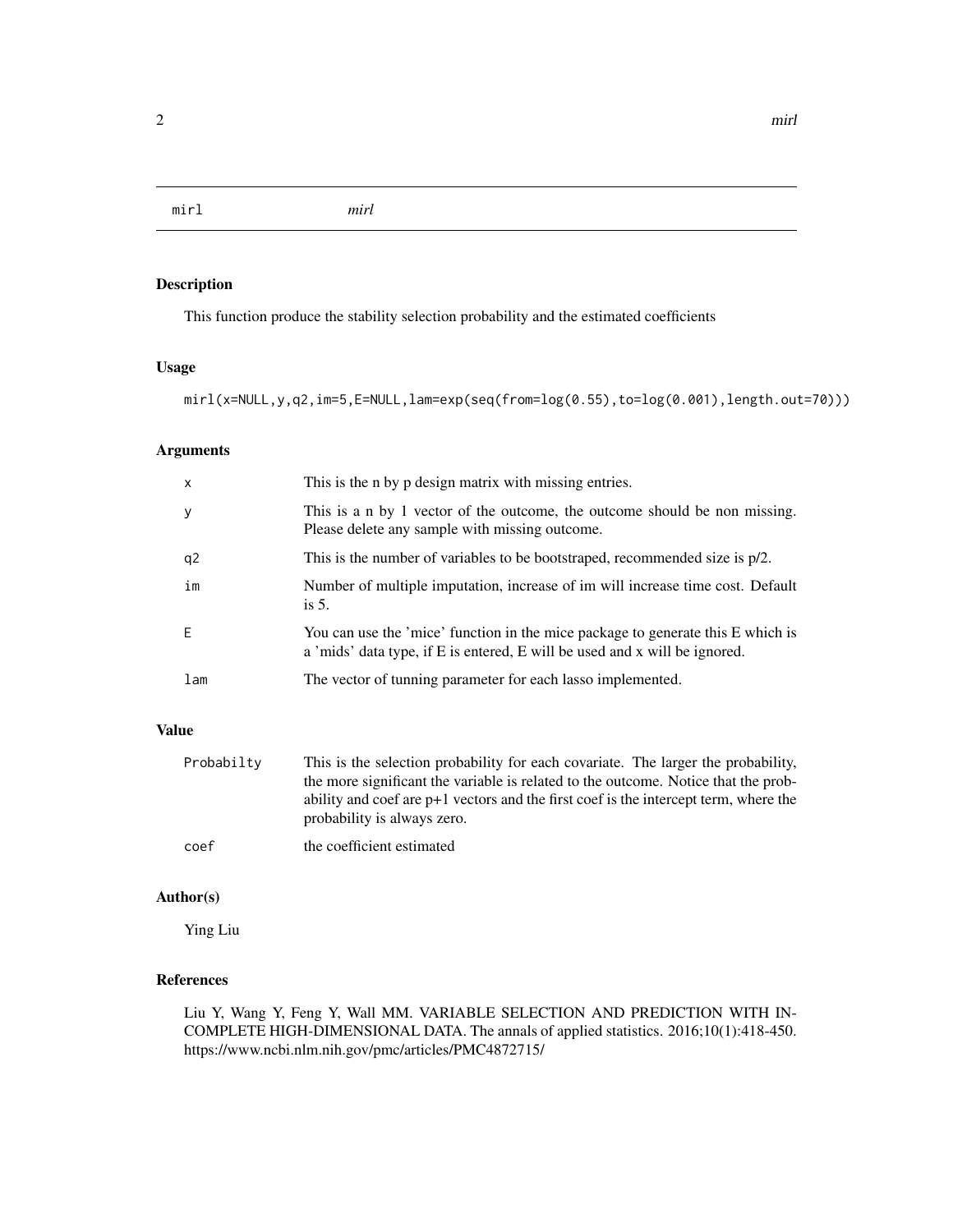mirl *mirl*

## Description

This function produce the stability selection probability and the estimated coefficients

## Usage

```
mirl(x=NULL,y,q2,im=5,E=NULL,lam=exp(seq(from=log(0.55),to=log(0.001),length.out=70)))
```

## Arguments

| | |
|---|---|
| x | This is the n by p design matrix with missing entries. |
| y | This is a n by 1 vector of the outcome, the outcome should be non missing. Please delete any sample with missing outcome. |
| q2 | This is the number of variables to be bootstraped, recommended size is p/2. |
| im | Number of multiple imputation, increase of im will increase time cost. Default is 5. |
| E | You can use the 'mice' function in the mice package to generate this E which is a 'mids' data type, if E is entered, E will be used and x will be ignored. |
| lam | The vector of tunning parameter for each lasso implemented. |

## Value

| | |
|---|---|
| Probabilty | This is the selection probability for each covariate. The larger the probability, the more significant the variable is related to the outcome. Notice that the probability and coef are p+1 vectors and the first coef is the intercept term, where the probability is always zero. |
| coef | the coefficient estimated |

## Author(s)

Ying Liu

## References

Liu Y, Wang Y, Feng Y, Wall MM. VARIABLE SELECTION AND PREDICTION WITH INCOMPLETE HIGH-DIMENSIONAL DATA. The annals of applied statistics. 2016;10(1):418-450. https://www.ncbi.nlm.nih.gov/pmc/articles/PMC4872715/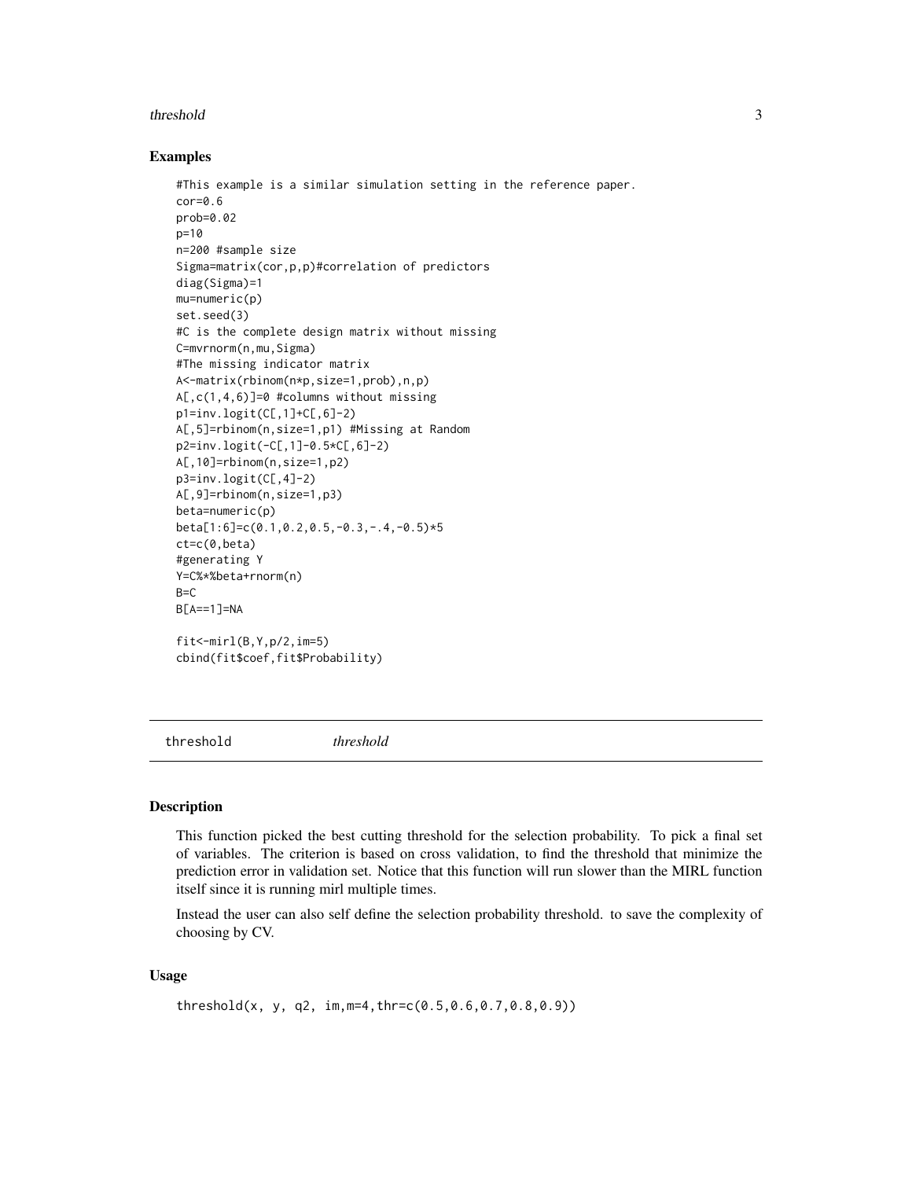### Examples

```
#This example is a similar simulation setting in the reference paper.
cor=0.6
prob=0.02
p=10
n=200 #sample size
Sigma=matrix(cor,p,p)#correlation of predictors
diag(Sigma)=1
mu=numeric(p)
set.seed(3)
#C is the complete design matrix without missing
C=mvrnorm(n,mu,Sigma)
#The missing indicator matrix
A<-matrix(rbinom(n*p,size=1,prob),n,p)
A[,c(1,4,6)]=0 #columns without missing
p1=inv.logit(C[,1]+C[,6]-2)
A[,5]=rbinom(n,size=1,p1) #Missing at Random
p2=inv.logit(-C[,1]-0.5*C[,6]-2)
A[,10]=rbinom(n,size=1,p2)
p3=inv.logit(C[,4]-2)
A[,9]=rbinom(n,size=1,p3)
beta=numeric(p)
beta[1:6]=c(0.1,0.2,0.5,-0.3,-.4,-0.5)*5
ct=c(0,beta)
#generating Y
Y=C%*%beta+rnorm(n)
B=C
B[A==1]=NA

fit<-mirl(B,Y,p/2,im=5)
cbind(fit$coef,fit$Probability)
```

---

## threshold *threshold*

---

### Description

This function picked the best cutting threshold for the selection probability. To pick a final set of variables. The criterion is based on cross validation, to find the threshold that minimize the prediction error in validation set. Notice that this function will run slower than the MIRL function itself since it is running mirl multiple times.

Instead the user can also self define the selection probability threshold. to save the complexity of choosing by CV.

### Usage

```
threshold(x, y, q2, im,m=4,thr=c(0.5,0.6,0.7,0.8,0.9))
```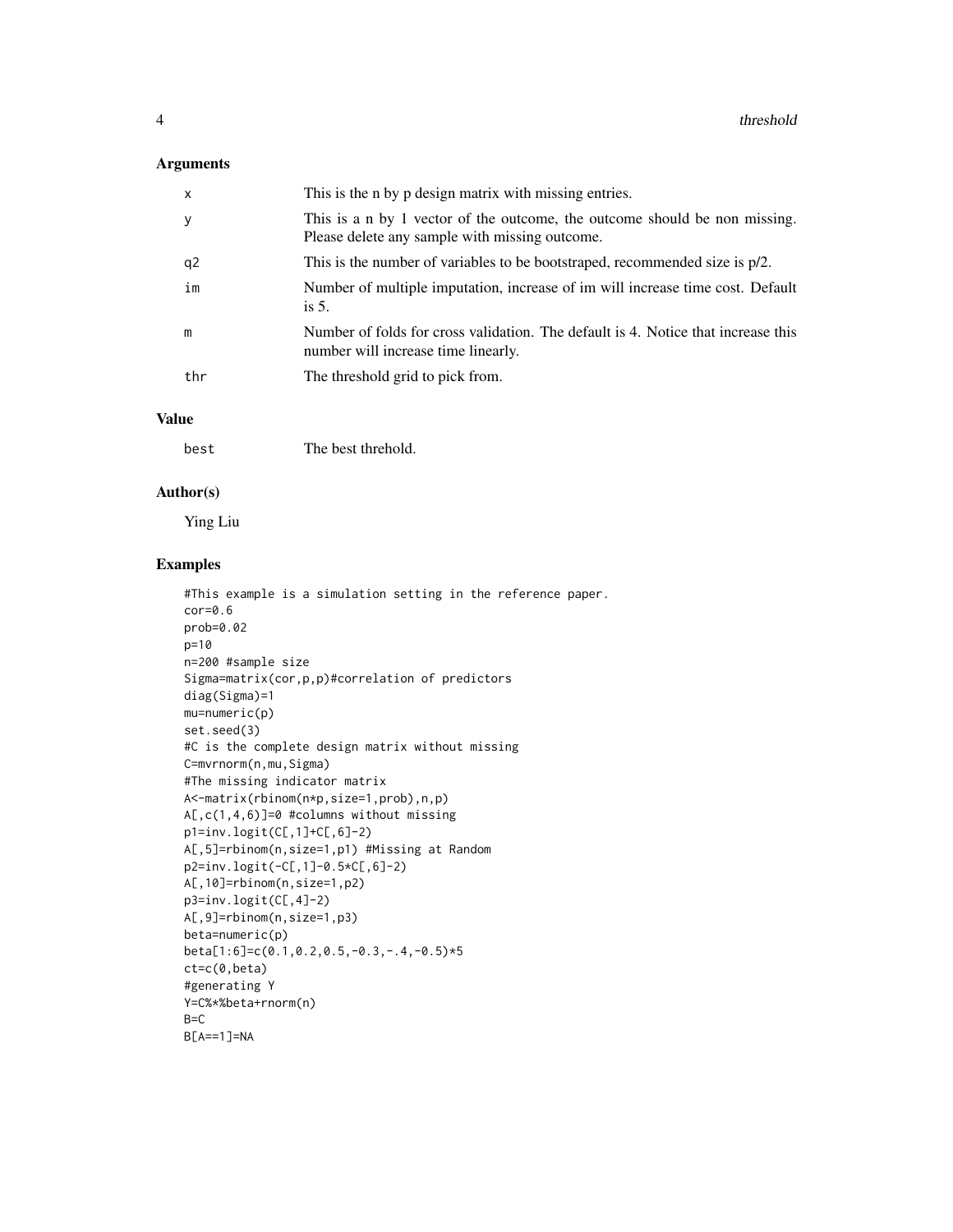### Arguments

| | |
|---|---|
| x | This is the n by p design matrix with missing entries. |
| y | This is a n by 1 vector of the outcome, the outcome should be non missing. Please delete any sample with missing outcome. |
| q2 | This is the number of variables to be bootstraped, recommended size is p/2. |
| im | Number of multiple imputation, increase of im will increase time cost. Default is 5. |
| m | Number of folds for cross validation. The default is 4. Notice that increase this number will increase time linearly. |
| thr | The threshold grid to pick from. |

### Value

| | |
|---|---|
| best | The best threhold. |

### Author(s)

Ying Liu

### Examples

```
#This example is a simulation setting in the reference paper.
cor=0.6
prob=0.02
p=10
n=200 #sample size
Sigma=matrix(cor,p,p)#correlation of predictors
diag(Sigma)=1
mu=numeric(p)
set.seed(3)
#C is the complete design matrix without missing
C=mvrnorm(n,mu,Sigma)
#The missing indicator matrix
A<-matrix(rbinom(n*p,size=1,prob),n,p)
A[,c(1,4,6)]=0 #columns without missing
p1=inv.logit(C[,1]+C[,6]-2)
A[,5]=rbinom(n,size=1,p1) #Missing at Random
p2=inv.logit(-C[,1]-0.5*C[,6]-2)
A[,10]=rbinom(n,size=1,p2)
p3=inv.logit(C[,4]-2)
A[,9]=rbinom(n,size=1,p3)
beta=numeric(p)
beta[1:6]=c(0.1,0.2,0.5,-0.3,-.4,-0.5)*5
ct=c(0,beta)
#generating Y
Y=C%*%beta+rnorm(n)
B=C
B[A==1]=NA
```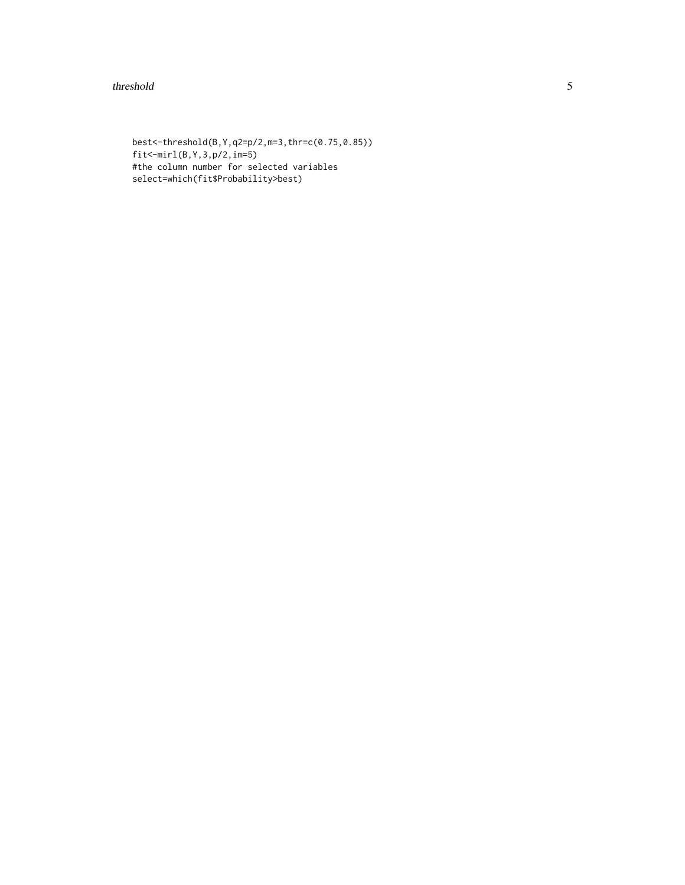```
best<-threshold(B,Y,q2=p/2,m=3,thr=c(0.75,0.85))
fit<-mirl(B,Y,3,p/2,im=5)
#the column number for selected variables
select=which(fit$Probability>best)
```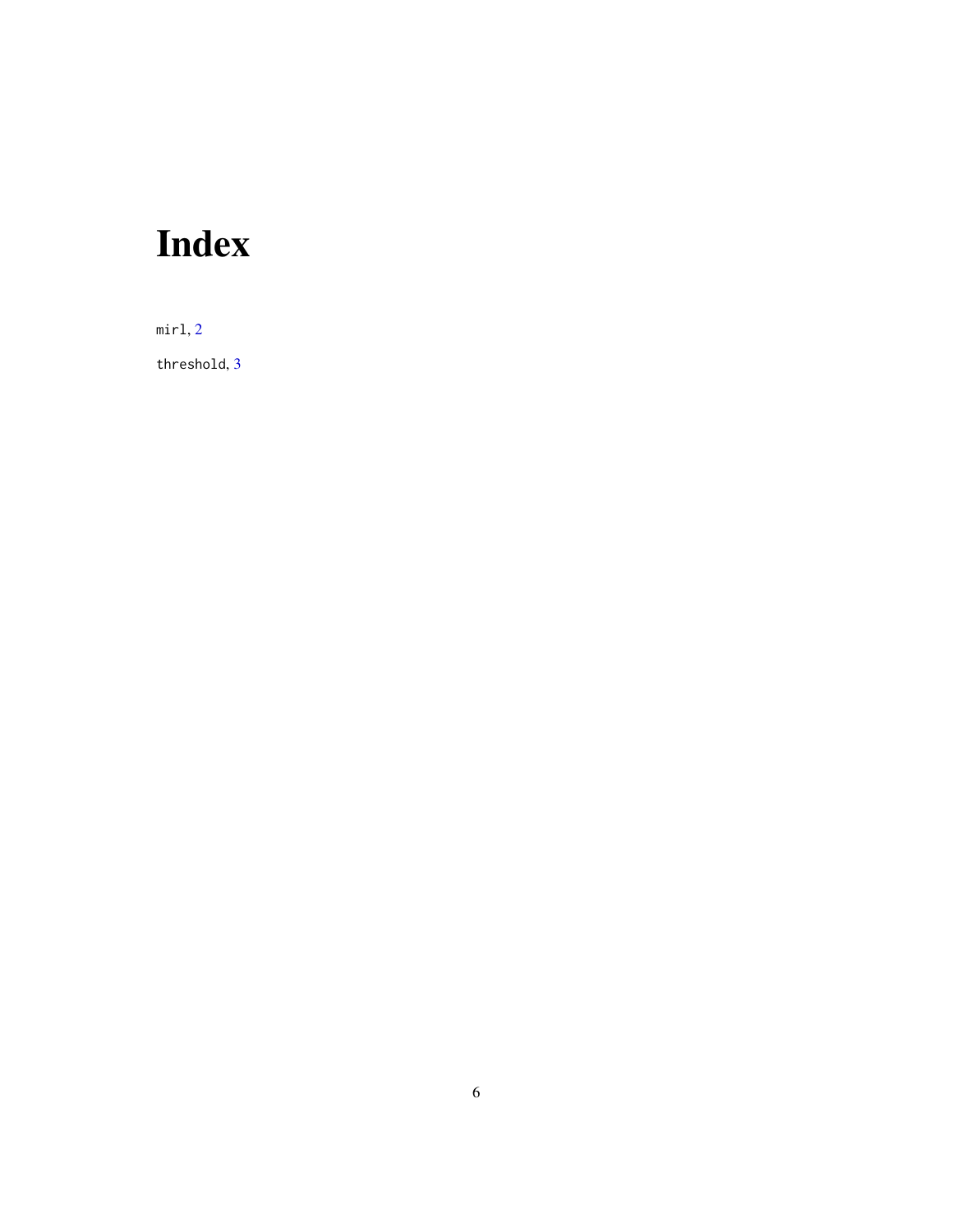# Index

`mirl`, 2

`threshold`, 3